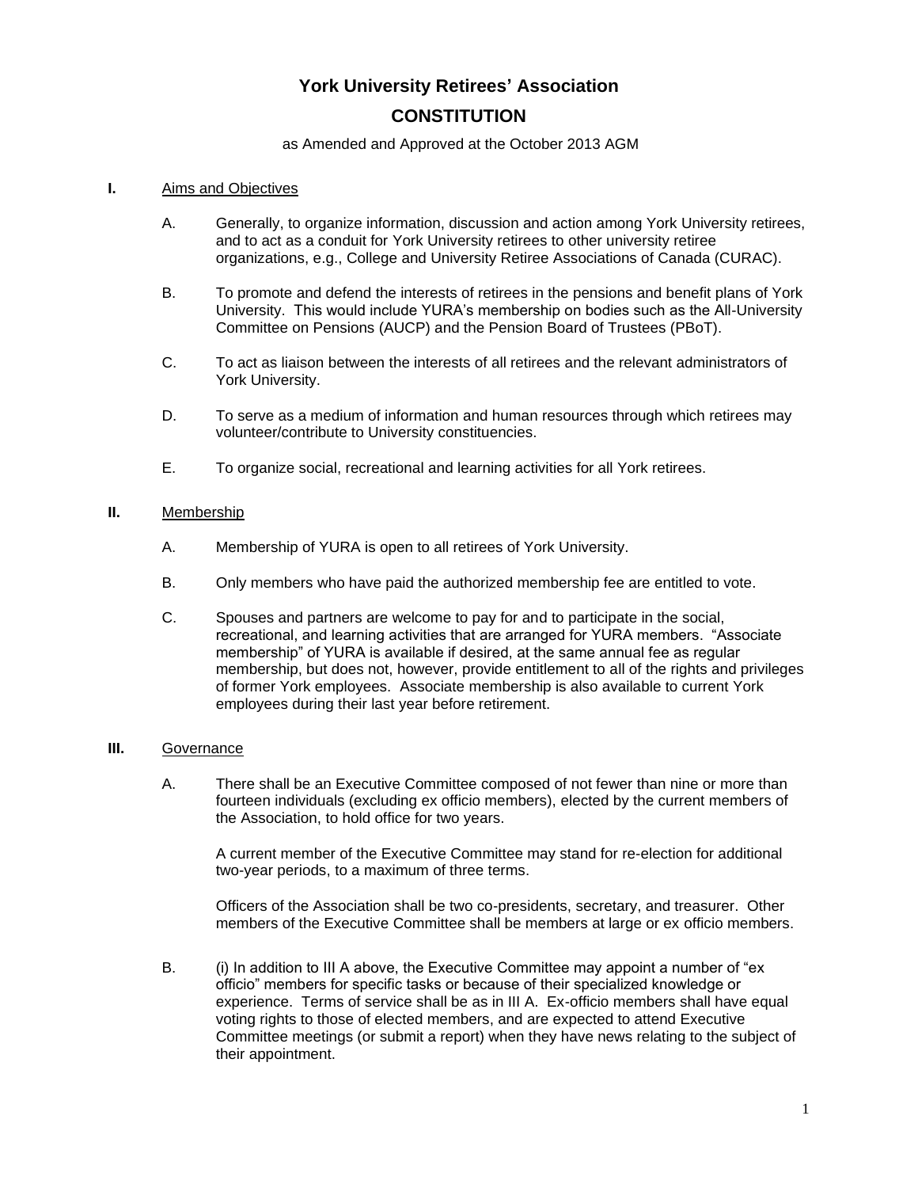# York University Retirees' Association

## CONSTITUTION

as Amended and Approved at the October 2013 AGM

**I.** Aims and Objectives

A. Generally, to organize information, discussion and action among York University retirees, and to act as a conduit for York University retirees to other university retiree organizations, e.g., College and University Retiree Associations of Canada (CURAC).

B. To promote and defend the interests of retirees in the pensions and benefit plans of York University. This would include YURA's membership on bodies such as the All-University Committee on Pensions (AUCP) and the Pension Board of Trustees (PBoT).

C. To act as liaison between the interests of all retirees and the relevant administrators of York University.

D. To serve as a medium of information and human resources through which retirees may volunteer/contribute to University constituencies.

E. To organize social, recreational and learning activities for all York retirees.

**II.** Membership

A. Membership of YURA is open to all retirees of York University.

B. Only members who have paid the authorized membership fee are entitled to vote.

C. Spouses and partners are welcome to pay for and to participate in the social, recreational, and learning activities that are arranged for YURA members. "Associate membership" of YURA is available if desired, at the same annual fee as regular membership, but does not, however, provide entitlement to all of the rights and privileges of former York employees. Associate membership is also available to current York employees during their last year before retirement.

**III.** Governance

A. There shall be an Executive Committee composed of not fewer than nine or more than fourteen individuals (excluding ex officio members), elected by the current members of the Association, to hold office for two years.

A current member of the Executive Committee may stand for re-election for additional two-year periods, to a maximum of three terms.

Officers of the Association shall be two co-presidents, secretary, and treasurer. Other members of the Executive Committee shall be members at large or ex officio members.

B. (i) In addition to III A above, the Executive Committee may appoint a number of "ex officio" members for specific tasks or because of their specialized knowledge or experience. Terms of service shall be as in III A. Ex-officio members shall have equal voting rights to those of elected members, and are expected to attend Executive Committee meetings (or submit a report) when they have news relating to the subject of their appointment.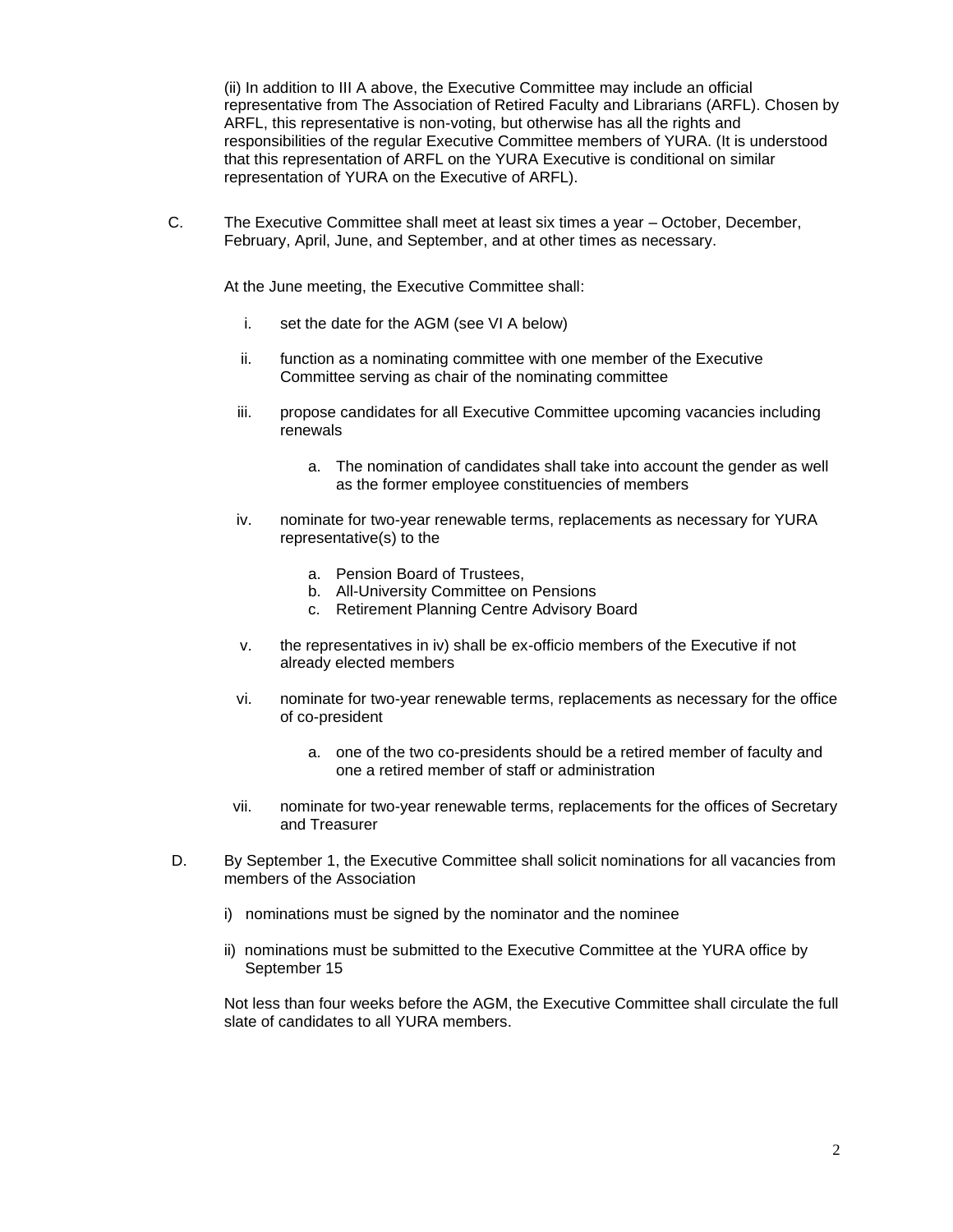(ii) In addition to III A above, the Executive Committee may include an official representative from The Association of Retired Faculty and Librarians (ARFL). Chosen by ARFL, this representative is non-voting, but otherwise has all the rights and responsibilities of the regular Executive Committee members of YURA. (It is understood that this representation of ARFL on the YURA Executive is conditional on similar representation of YURA on the Executive of ARFL).

C. The Executive Committee shall meet at least six times a year – October, December, February, April, June, and September, and at other times as necessary.

At the June meeting, the Executive Committee shall:

i. set the date for the AGM (see VI A below)

ii. function as a nominating committee with one member of the Executive Committee serving as chair of the nominating committee

iii. propose candidates for all Executive Committee upcoming vacancies including renewals

   a. The nomination of candidates shall take into account the gender as well as the former employee constituencies of members

iv. nominate for two-year renewable terms, replacements as necessary for YURA representative(s) to the

   a. Pension Board of Trustees,
   b. All-University Committee on Pensions
   c. Retirement Planning Centre Advisory Board

v. the representatives in iv) shall be ex-officio members of the Executive if not already elected members

vi. nominate for two-year renewable terms, replacements as necessary for the office of co-president

   a. one of the two co-presidents should be a retired member of faculty and one a retired member of staff or administration

vii. nominate for two-year renewable terms, replacements for the offices of Secretary and Treasurer

D. By September 1, the Executive Committee shall solicit nominations for all vacancies from members of the Association

i) nominations must be signed by the nominator and the nominee

ii) nominations must be submitted to the Executive Committee at the YURA office by September 15

Not less than four weeks before the AGM, the Executive Committee shall circulate the full slate of candidates to all YURA members.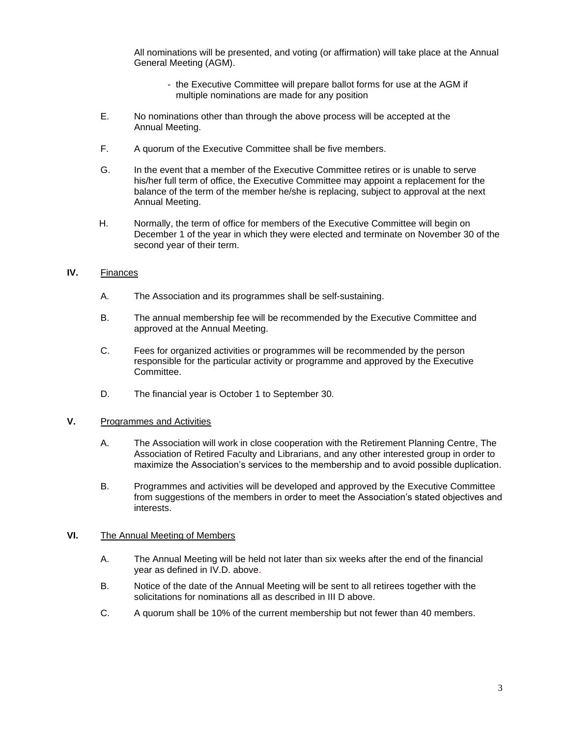All nominations will be presented, and voting (or affirmation) will take place at the Annual General Meeting (AGM).

- the Executive Committee will prepare ballot forms for use at the AGM if multiple nominations are made for any position

E. No nominations other than through the above process will be accepted at the Annual Meeting.

F. A quorum of the Executive Committee shall be five members.

G. In the event that a member of the Executive Committee retires or is unable to serve his/her full term of office, the Executive Committee may appoint a replacement for the balance of the term of the member he/she is replacing, subject to approval at the next Annual Meeting.

H. Normally, the term of office for members of the Executive Committee will begin on December 1 of the year in which they were elected and terminate on November 30 of the second year of their term.

## IV. Finances

A. The Association and its programmes shall be self-sustaining.

B. The annual membership fee will be recommended by the Executive Committee and approved at the Annual Meeting.

C. Fees for organized activities or programmes will be recommended by the person responsible for the particular activity or programme and approved by the Executive Committee.

D. The financial year is October 1 to September 30.

## V. Programmes and Activities

A. The Association will work in close cooperation with the Retirement Planning Centre, The Association of Retired Faculty and Librarians, and any other interested group in order to maximize the Association's services to the membership and to avoid possible duplication.

B. Programmes and activities will be developed and approved by the Executive Committee from suggestions of the members in order to meet the Association's stated objectives and interests.

## VI. The Annual Meeting of Members

A. The Annual Meeting will be held not later than six weeks after the end of the financial year as defined in IV.D. above.

B. Notice of the date of the Annual Meeting will be sent to all retirees together with the solicitations for nominations all as described in III D above.

C. A quorum shall be 10% of the current membership but not fewer than 40 members.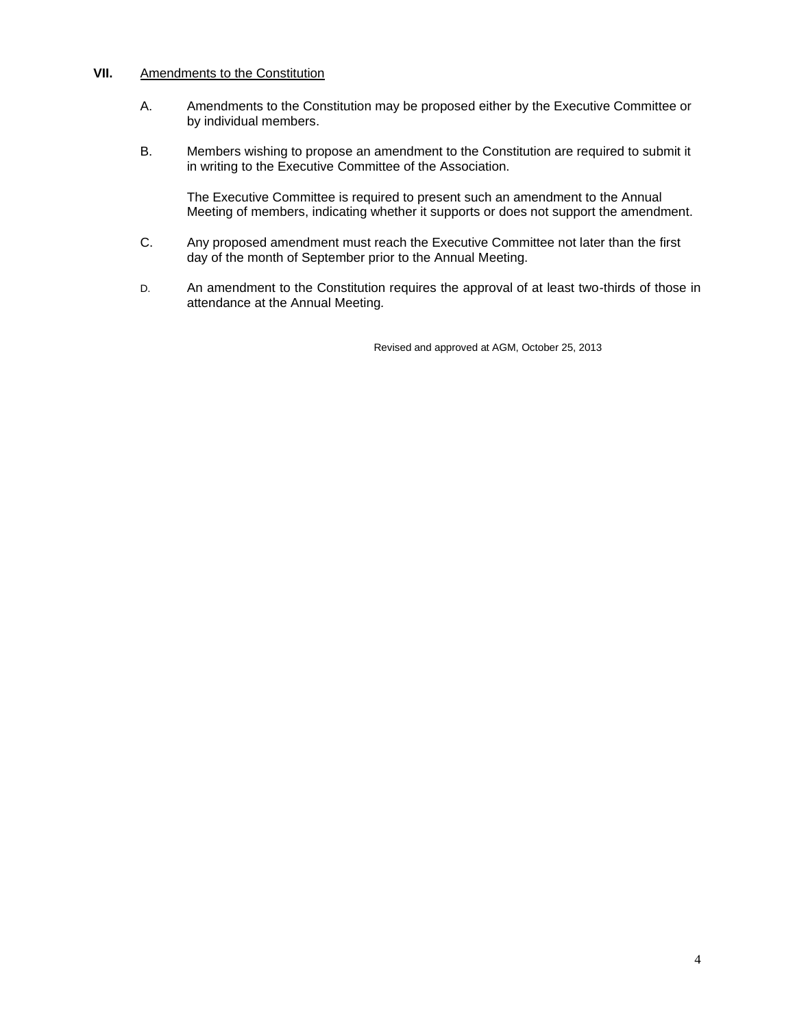## VII. Amendments to the Constitution

A. Amendments to the Constitution may be proposed either by the Executive Committee or by individual members.

B. Members wishing to propose an amendment to the Constitution are required to submit it in writing to the Executive Committee of the Association.

The Executive Committee is required to present such an amendment to the Annual Meeting of members, indicating whether it supports or does not support the amendment.

C. Any proposed amendment must reach the Executive Committee not later than the first day of the month of September prior to the Annual Meeting.

D. An amendment to the Constitution requires the approval of at least two-thirds of those in attendance at the Annual Meeting.

Revised and approved at AGM, October 25, 2013